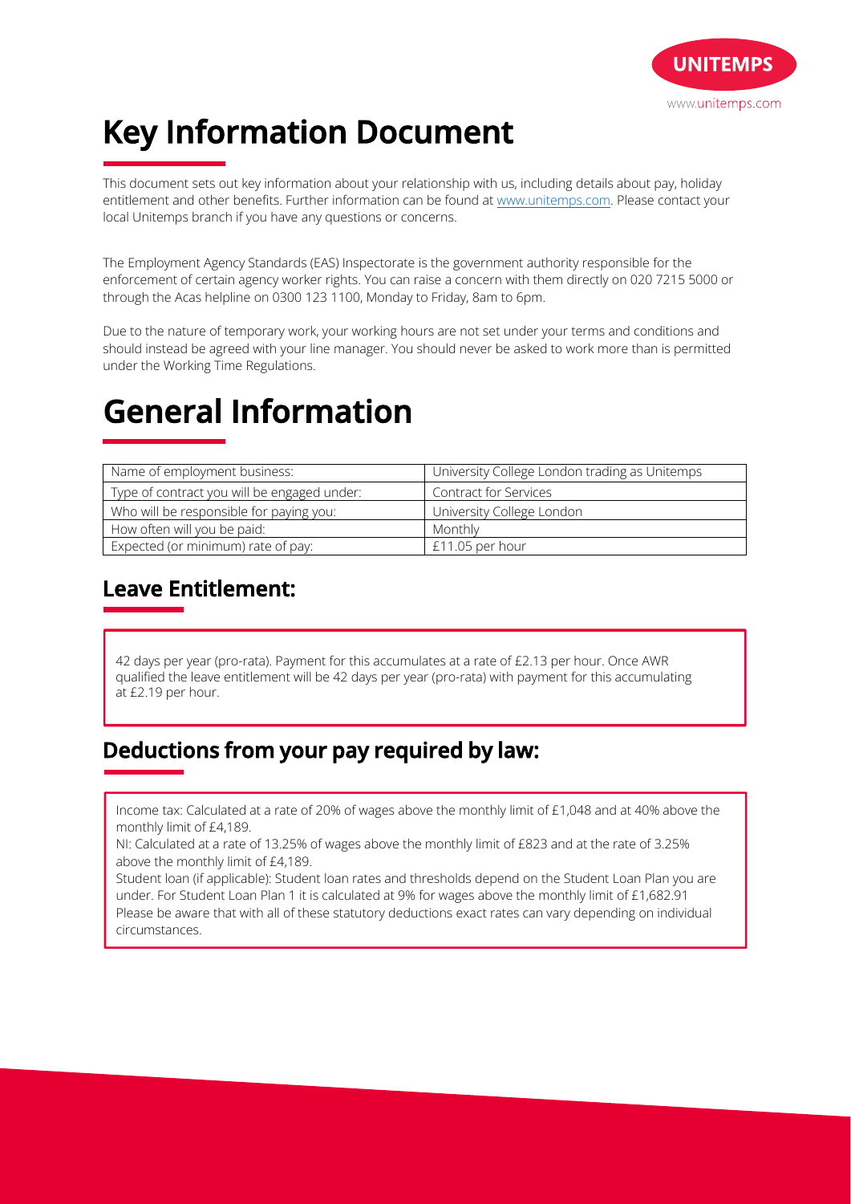UNITEMPS

www.unitemps.com

# Key Information Document

This document sets out key information about your relationship with us, including details about pay, holiday entitlement and other benefits. Further information can be found at [www.unitemps.com](http://www.unitemps.com). Please contact your local Unitemps branch if you have any questions or concerns.

The Employment Agency Standards (EAS) Inspectorate is the government authority responsible for the enforcement of certain agency worker rights. You can raise a concern with them directly on 020 7215 5000 or through the Acas helpline on 0300 123 1100, Monday to Friday, 8am to 6pm.

Due to the nature of temporary work, your working hours are not set under your terms and conditions and should instead be agreed with your line manager. You should never be asked to work more than is permitted under the Working Time Regulations.

# General Information

| | |
|---|---|
| Name of employment business: | University College London trading as Unitemps |
| Type of contract you will be engaged under: | Contract for Services |
| Who will be responsible for paying you: | University College London |
| How often will you be paid: | Monthly |
| Expected (or minimum) rate of pay: | £11.05 per hour |

## Leave Entitlement:

42 days per year (pro-rata). Payment for this accumulates at a rate of £2.13 per hour. Once AWR qualified the leave entitlement will be 42 days per year (pro-rata) with payment for this accumulating at £2.19 per hour.

## Deductions from your pay required by law:

Income tax: Calculated at a rate of 20% of wages above the monthly limit of £1,048 and at 40% above the monthly limit of £4,189.
NI: Calculated at a rate of 13.25% of wages above the monthly limit of £823 and at the rate of 3.25% above the monthly limit of £4,189.
Student loan (if applicable): Student loan rates and thresholds depend on the Student Loan Plan you are under. For Student Loan Plan 1 it is calculated at 9% for wages above the monthly limit of £1,682.91
Please be aware that with all of these statutory deductions exact rates can vary depending on individual circumstances.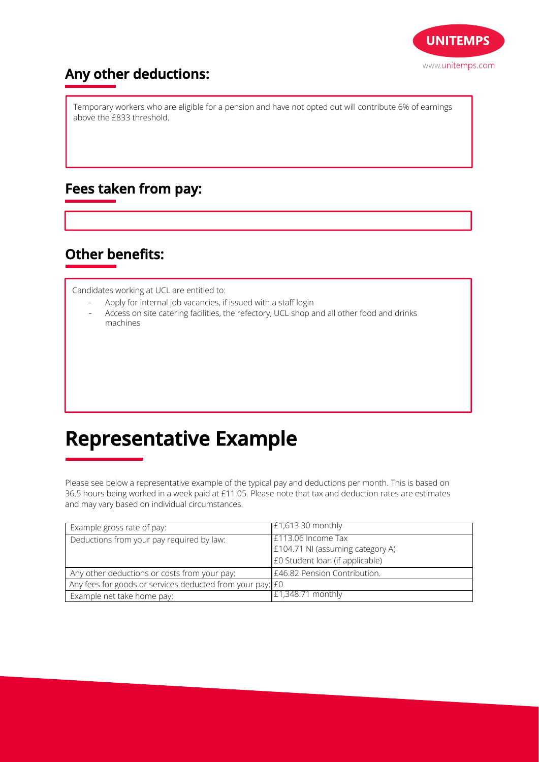## Any other deductions:

Temporary workers who are eligible for a pension and have not opted out will contribute 6% of earnings above the £833 threshold.

## Fees taken from pay:

## Other benefits:

Candidates working at UCL are entitled to:

- Apply for internal job vacancies, if issued with a staff login
- Access on site catering facilities, the refectory, UCL shop and all other food and drinks machines

# Representative Example

Please see below a representative example of the typical pay and deductions per month. This is based on 36.5 hours being worked in a week paid at £11.05. Please note that tax and deduction rates are estimates and may vary based on individual circumstances.

| | |
|---|---|
| Example gross rate of pay: | £1,613.30 monthly |
| Deductions from your pay required by law: | £113.06 Income Tax<br>£104.71 NI (assuming category A)<br>£0 Student loan (if applicable) |
| Any other deductions or costs from your pay: | £46.82 Pension Contribution. |
| Any fees for goods or services deducted from your pay: | £0 |
| Example net take home pay: | £1,348.71 monthly |